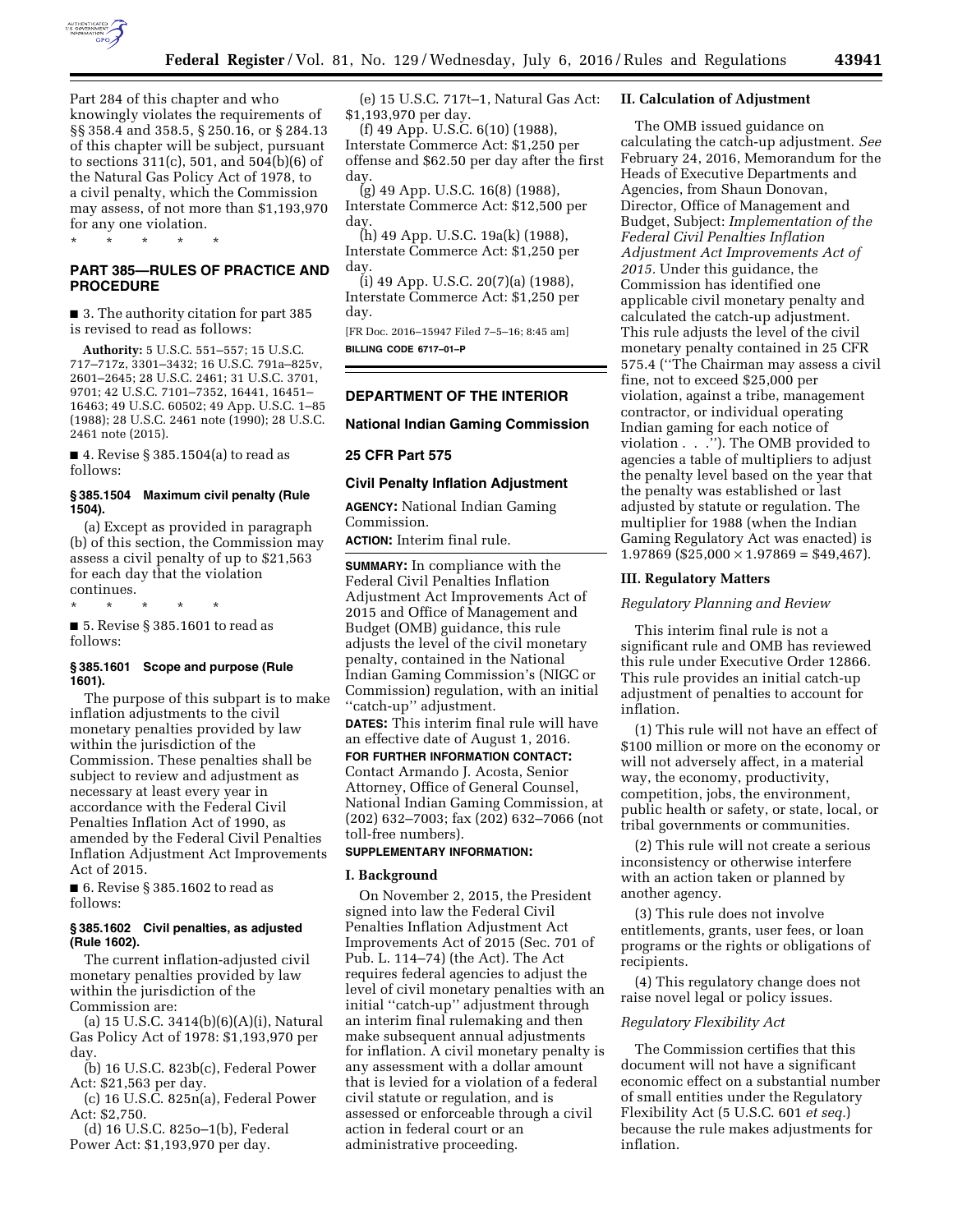Part 284 of this chapter and who knowingly violates the requirements of §§ 358.4 and 358.5, § 250.16, or § 284.13 of this chapter will be subject, pursuant to sections 311(c), 501, and 504(b)(6) of the Natural Gas Policy Act of 1978, to a civil penalty, which the Commission may assess, of not more than $1,193,970 for any one violation.

\* \* \* \* \*

## PART 385—RULES OF PRACTICE AND PROCEDURE

■ 3. The authority citation for part 385 is revised to read as follows:

**Authority:** 5 U.S.C. 551–557; 15 U.S.C. 717–717z, 3301–3432; 16 U.S.C. 791a–825v, 2601–2645; 28 U.S.C. 2461; 31 U.S.C. 3701, 9701; 42 U.S.C. 7101–7352, 16441, 16451–16463; 49 U.S.C. 60502; 49 App. U.S.C. 1–85 (1988); 28 U.S.C. 2461 note (1990); 28 U.S.C. 2461 note (2015).

■ 4. Revise § 385.1504(a) to read as follows:

### § 385.1504 Maximum civil penalty (Rule 1504).

(a) Except as provided in paragraph (b) of this section, the Commission may assess a civil penalty of up to $21,563 for each day that the violation continues.

\* \* \* \* \*

■ 5. Revise § 385.1601 to read as follows:

### § 385.1601 Scope and purpose (Rule 1601).

The purpose of this subpart is to make inflation adjustments to the civil monetary penalties provided by law within the jurisdiction of the Commission. These penalties shall be subject to review and adjustment as necessary at least every year in accordance with the Federal Civil Penalties Inflation Act of 1990, as amended by the Federal Civil Penalties Inflation Adjustment Act Improvements Act of 2015.

■ 6. Revise § 385.1602 to read as follows:

### § 385.1602 Civil penalties, as adjusted (Rule 1602).

The current inflation-adjusted civil monetary penalties provided by law within the jurisdiction of the Commission are:

(a) 15 U.S.C. 3414(b)(6)(A)(i), Natural Gas Policy Act of 1978: $1,193,970 per day.

(b) 16 U.S.C. 823b(c), Federal Power Act: $21,563 per day.

(c) 16 U.S.C. 825n(a), Federal Power Act: $2,750.

(d) 16 U.S.C. 825o–1(b), Federal Power Act: $1,193,970 per day.

(e) 15 U.S.C. 717t–1, Natural Gas Act: $1,193,970 per day.

(f) 49 App. U.S.C. 6(10) (1988), Interstate Commerce Act: $1,250 per offense and $62.50 per day after the first day.

(g) 49 App. U.S.C. 16(8) (1988), Interstate Commerce Act: $12,500 per day.

(h) 49 App. U.S.C. 19a(k) (1988), Interstate Commerce Act: $1,250 per day.

(i) 49 App. U.S.C. 20(7)(a) (1988), Interstate Commerce Act: $1,250 per day.

[FR Doc. 2016–15947 Filed 7–5–16; 8:45 am]

**BILLING CODE 6717–01–P**

---

## DEPARTMENT OF THE INTERIOR

### National Indian Gaming Commission

### 25 CFR Part 575

### Civil Penalty Inflation Adjustment

**AGENCY:** National Indian Gaming Commission.

**ACTION:** Interim final rule.

**SUMMARY:** In compliance with the Federal Civil Penalties Inflation Adjustment Act Improvements Act of 2015 and Office of Management and Budget (OMB) guidance, this rule adjusts the level of the civil monetary penalty, contained in the National Indian Gaming Commission's (NIGC or Commission) regulation, with an initial "catch-up" adjustment.

**DATES:** This interim final rule will have an effective date of August 1, 2016.

**FOR FURTHER INFORMATION CONTACT:** Contact Armando J. Acosta, Senior Attorney, Office of General Counsel, National Indian Gaming Commission, at (202) 632–7003; fax (202) 632–7066 (not toll-free numbers).

**SUPPLEMENTARY INFORMATION:**

#### I. Background

On November 2, 2015, the President signed into law the Federal Civil Penalties Inflation Adjustment Act Improvements Act of 2015 (Sec. 701 of Pub. L. 114–74) (the Act). The Act requires federal agencies to adjust the level of civil monetary penalties with an initial "catch-up" adjustment through an interim final rulemaking and then make subsequent annual adjustments for inflation. A civil monetary penalty is any assessment with a dollar amount that is levied for a violation of a federal civil statute or regulation, and is assessed or enforceable through a civil action in federal court or an administrative proceeding.

#### II. Calculation of Adjustment

The OMB issued guidance on calculating the catch-up adjustment. *See* February 24, 2016, Memorandum for the Heads of Executive Departments and Agencies, from Shaun Donovan, Director, Office of Management and Budget, Subject: *Implementation of the Federal Civil Penalties Inflation Adjustment Act Improvements Act of 2015*. Under this guidance, the Commission has identified one applicable civil monetary penalty and calculated the catch-up adjustment. This rule adjusts the level of the civil monetary penalty contained in 25 CFR 575.4 ("The Chairman may assess a civil fine, not to exceed $25,000 per violation, against a tribe, management contractor, or individual operating Indian gaming for each notice of violation . . ."). The OMB provided to agencies a table of multipliers to adjust the penalty level based on the year that the penalty was established or last adjusted by statute or regulation. The multiplier for 1988 (when the Indian Gaming Regulatory Act was enacted) is 1.97869 ($25,000 × 1.97869 = $49,467).

#### III. Regulatory Matters

*Regulatory Planning and Review*

This interim final rule is not a significant rule and OMB has reviewed this rule under Executive Order 12866. This rule provides an initial catch-up adjustment of penalties to account for inflation.

(1) This rule will not have an effect of $100 million or more on the economy or will not adversely affect, in a material way, the economy, productivity, competition, jobs, the environment, public health or safety, or state, local, or tribal governments or communities.

(2) This rule will not create a serious inconsistency or otherwise interfere with an action taken or planned by another agency.

(3) This rule does not involve entitlements, grants, user fees, or loan programs or the rights or obligations of recipients.

(4) This regulatory change does not raise novel legal or policy issues.

*Regulatory Flexibility Act*

The Commission certifies that this document will not have a significant economic effect on a substantial number of small entities under the Regulatory Flexibility Act (5 U.S.C. 601 *et seq.*) because the rule makes adjustments for inflation.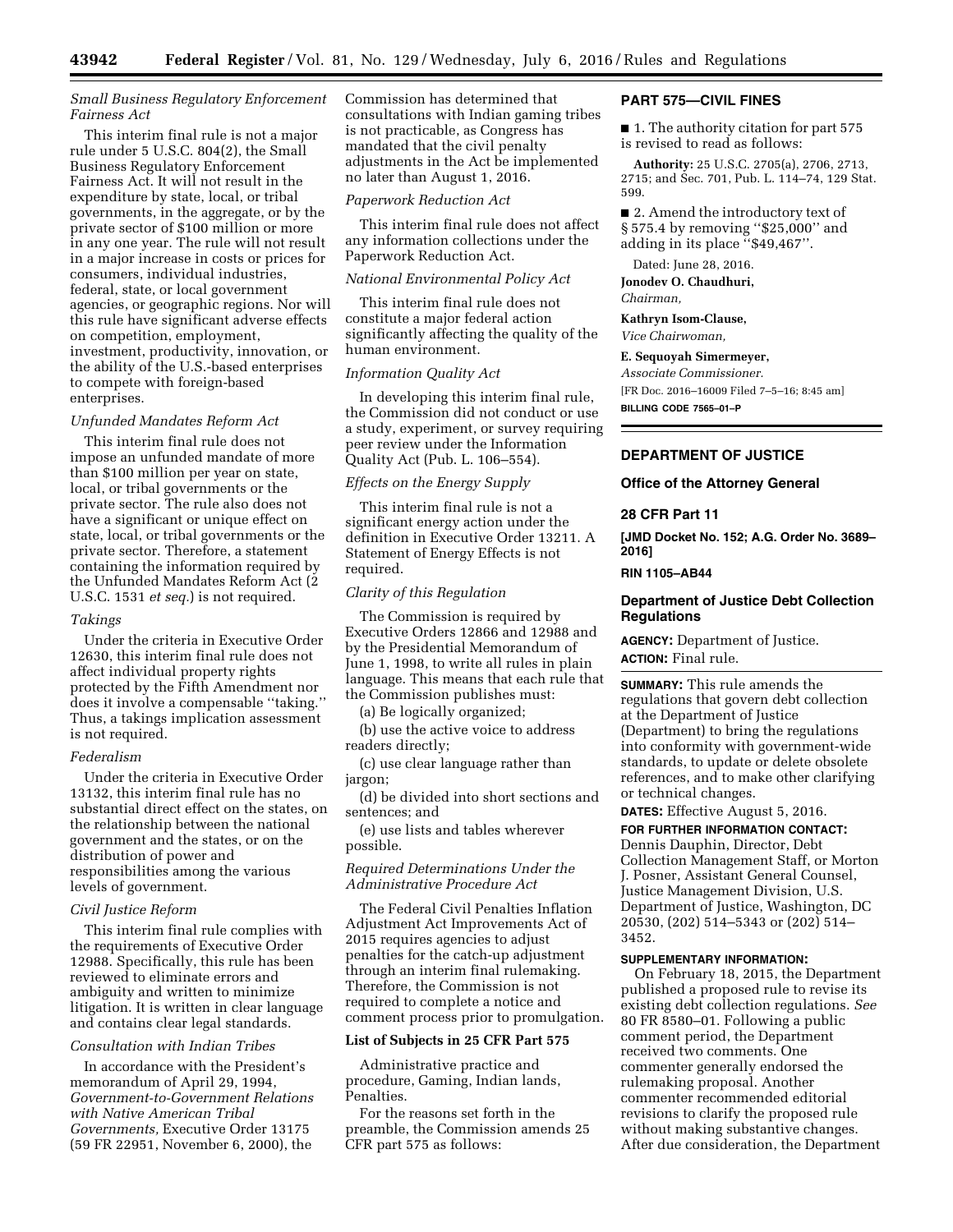*Small Business Regulatory Enforcement Fairness Act*

This interim final rule is not a major rule under 5 U.S.C. 804(2), the Small Business Regulatory Enforcement Fairness Act. It will not result in the expenditure by state, local, or tribal governments, in the aggregate, or by the private sector of $100 million or more in any one year. The rule will not result in a major increase in costs or prices for consumers, individual industries, federal, state, or local government agencies, or geographic regions. Nor will this rule have significant adverse effects on competition, employment, investment, productivity, innovation, or the ability of the U.S.-based enterprises to compete with foreign-based enterprises.

*Unfunded Mandates Reform Act*

This interim final rule does not impose an unfunded mandate of more than $100 million per year on state, local, or tribal governments or the private sector. The rule also does not have a significant or unique effect on state, local, or tribal governments or the private sector. Therefore, a statement containing the information required by the Unfunded Mandates Reform Act (2 U.S.C. 1531 *et seq.*) is not required.

*Takings*

Under the criteria in Executive Order 12630, this interim final rule does not affect individual property rights protected by the Fifth Amendment nor does it involve a compensable ''taking.'' Thus, a takings implication assessment is not required.

*Federalism*

Under the criteria in Executive Order 13132, this interim final rule has no substantial direct effect on the states, on the relationship between the national government and the states, or on the distribution of power and responsibilities among the various levels of government.

*Civil Justice Reform*

This interim final rule complies with the requirements of Executive Order 12988. Specifically, this rule has been reviewed to eliminate errors and ambiguity and written to minimize litigation. It is written in clear language and contains clear legal standards.

*Consultation with Indian Tribes*

In accordance with the President's memorandum of April 29, 1994, *Government-to-Government Relations with Native American Tribal Governments,* Executive Order 13175 (59 FR 22951, November 6, 2000), the Commission has determined that consultations with Indian gaming tribes is not practicable, as Congress has mandated that the civil penalty adjustments in the Act be implemented no later than August 1, 2016.

*Paperwork Reduction Act*

This interim final rule does not affect any information collections under the Paperwork Reduction Act.

*National Environmental Policy Act*

This interim final rule does not constitute a major federal action significantly affecting the quality of the human environment.

*Information Quality Act*

In developing this interim final rule, the Commission did not conduct or use a study, experiment, or survey requiring peer review under the Information Quality Act (Pub. L. 106–554).

*Effects on the Energy Supply*

This interim final rule is not a significant energy action under the definition in Executive Order 13211. A Statement of Energy Effects is not required.

*Clarity of this Regulation*

The Commission is required by Executive Orders 12866 and 12988 and by the Presidential Memorandum of June 1, 1998, to write all rules in plain language. This means that each rule that the Commission publishes must:

(a) Be logically organized;

(b) use the active voice to address readers directly;

(c) use clear language rather than jargon;

(d) be divided into short sections and sentences; and

(e) use lists and tables wherever possible.

*Required Determinations Under the Administrative Procedure Act*

The Federal Civil Penalties Inflation Adjustment Act Improvements Act of 2015 requires agencies to adjust penalties for the catch-up adjustment through an interim final rulemaking. Therefore, the Commission is not required to complete a notice and comment process prior to promulgation.

**List of Subjects in 25 CFR Part 575**

Administrative practice and procedure, Gaming, Indian lands, Penalties.

For the reasons set forth in the preamble, the Commission amends 25 CFR part 575 as follows:

## PART 575—CIVIL FINES

■ 1. The authority citation for part 575 is revised to read as follows:

**Authority:** 25 U.S.C. 2705(a), 2706, 2713, 2715; and Sec. 701, Pub. L. 114–74, 129 Stat. 599.

■ 2. Amend the introductory text of § 575.4 by removing ''$25,000'' and adding in its place ''$49,467''.

Dated: June 28, 2016.

**Jonodev O. Chaudhuri,**
*Chairman,*

**Kathryn Isom-Clause,**
*Vice Chairwoman,*

**E. Sequoyah Simermeyer,**
*Associate Commissioner.*

[FR Doc. 2016–16009 Filed 7–5–16; 8:45 am]

**BILLING CODE 7565–01–P**

## DEPARTMENT OF JUSTICE

### Office of the Attorney General

### 28 CFR Part 11

**[JMD Docket No. 152; A.G. Order No. 3689–2016]**

**RIN 1105–AB44**

### Department of Justice Debt Collection Regulations

**AGENCY:** Department of Justice.

**ACTION:** Final rule.

**SUMMARY:** This rule amends the regulations that govern debt collection at the Department of Justice (Department) to bring the regulations into conformity with government-wide standards, to update or delete obsolete references, and to make other clarifying or technical changes.

**DATES:** Effective August 5, 2016.

**FOR FURTHER INFORMATION CONTACT:** Dennis Dauphin, Director, Debt Collection Management Staff, or Morton J. Posner, Assistant General Counsel, Justice Management Division, U.S. Department of Justice, Washington, DC 20530, (202) 514–5343 or (202) 514–3452.

**SUPPLEMENTARY INFORMATION:**

On February 18, 2015, the Department published a proposed rule to revise its existing debt collection regulations. *See* 80 FR 8580–01. Following a public comment period, the Department received two comments. One commenter generally endorsed the rulemaking proposal. Another commenter recommended editorial revisions to clarify the proposed rule without making substantive changes. After due consideration, the Department